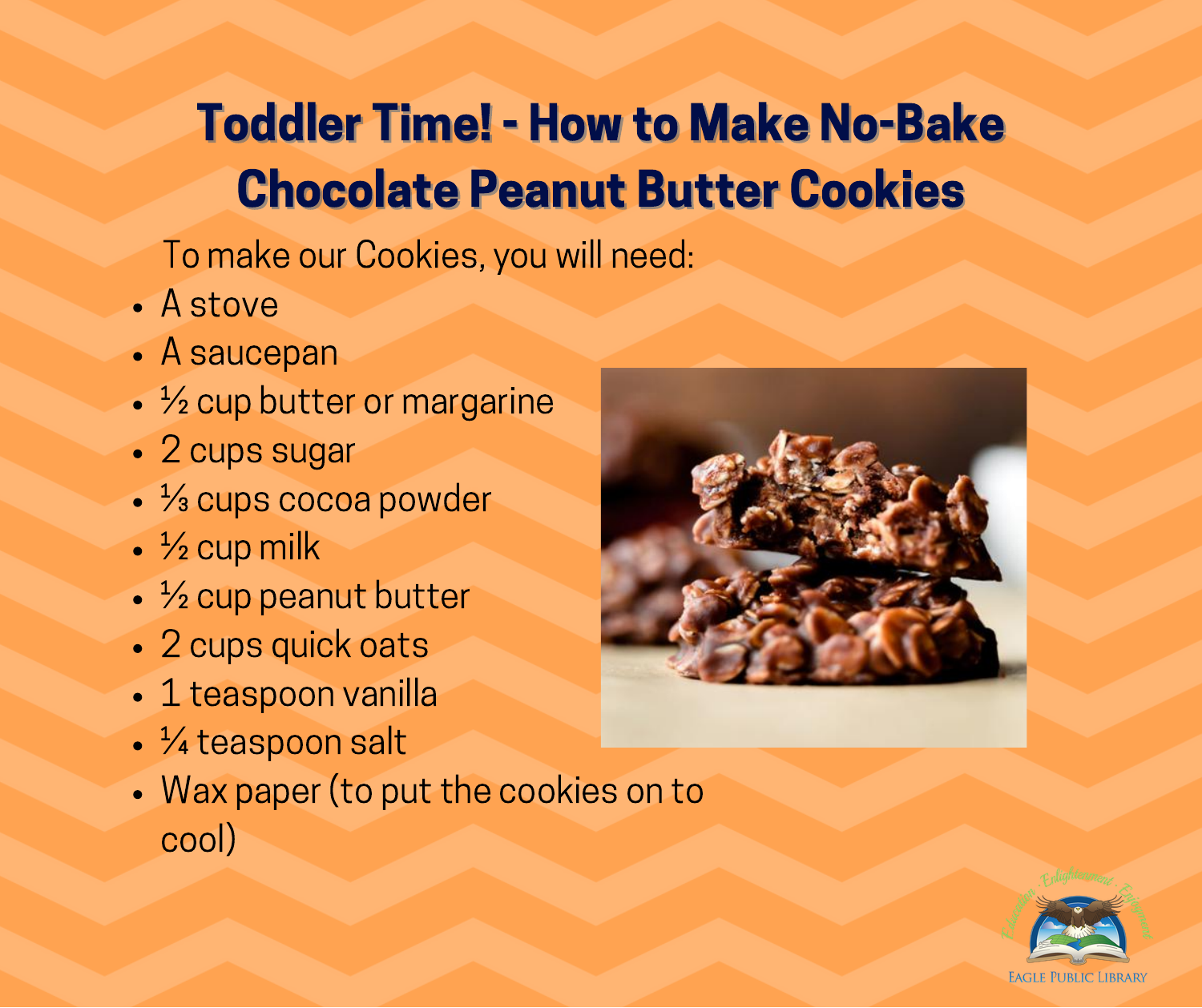# Toddler Time! - How to Make No-Bake Chocolate Peanut Butter Cookies

To make our Cookies, you will need:

- A stove
- A saucepan
- ½ cup butter or margarine
- 2 cups sugar
- ⅓ cups cocoa powder
- ½ cup milk
- ½ cup peanut butter
- 2 cups quick oats
- 1 teaspoon vanilla
- ¼ teaspoon salt
- Wax paper (to put the cookies on to cool)

Education · Enlightenment · Enjoyment

EAGLE PUBLIC LIBRARY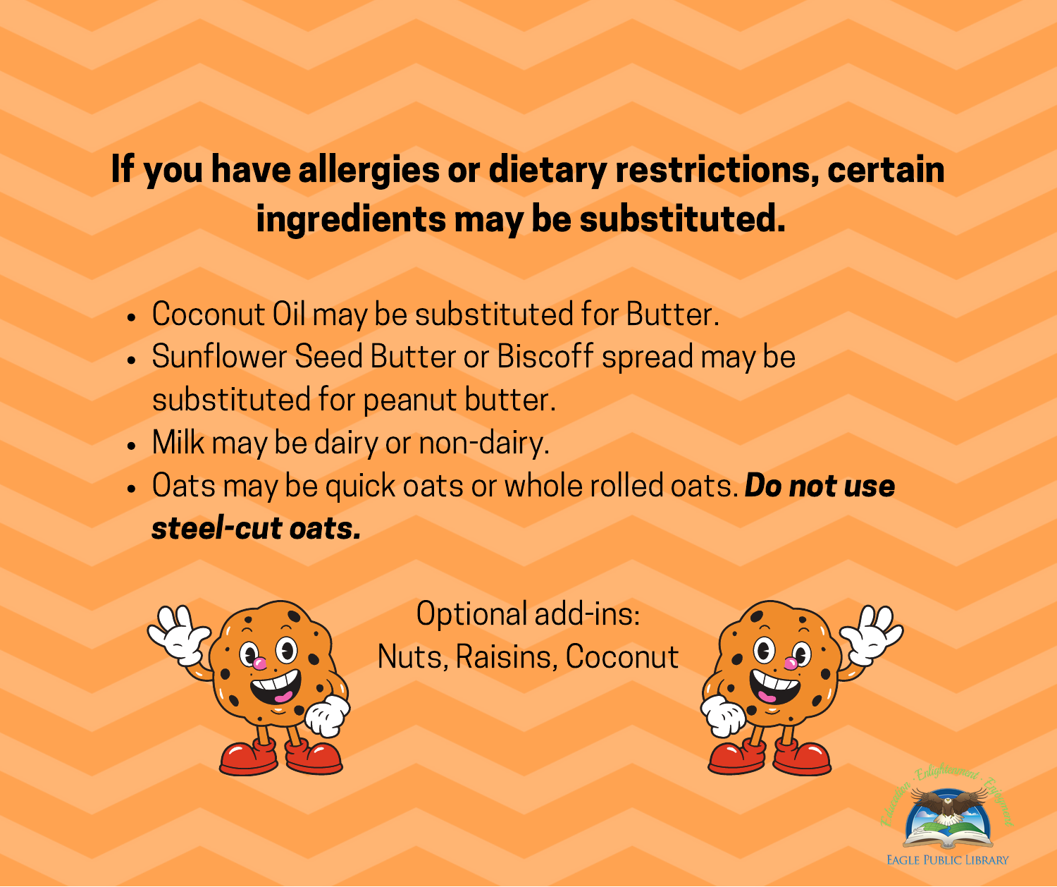## If you have allergies or dietary restrictions, certain ingredients may be substituted.

- Coconut Oil may be substituted for Butter.
- Sunflower Seed Butter or Biscoff spread may be substituted for peanut butter.
- Milk may be dairy or non-dairy.
- Oats may be quick oats or whole rolled oats. ***Do not use steel-cut oats.***

Optional add-ins:
Nuts, Raisins, Coconut

Eagle Public Library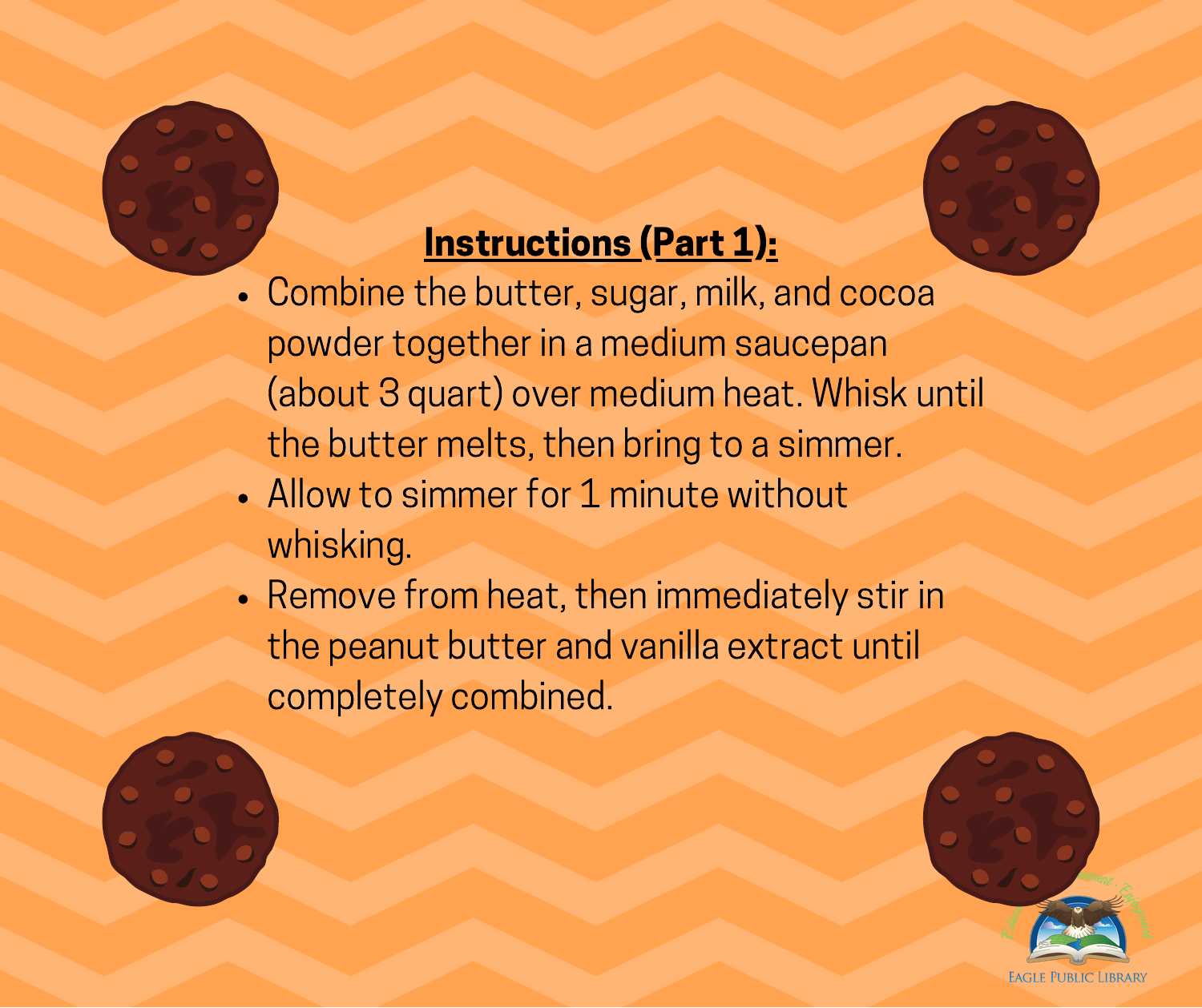## Instructions (Part 1):

- Combine the butter, sugar, milk, and cocoa powder together in a medium saucepan (about 3 quart) over medium heat. Whisk until the butter melts, then bring to a simmer.
- Allow to simmer for 1 minute without whisking.
- Remove from heat, then immediately stir in the peanut butter and vanilla extract until completely combined.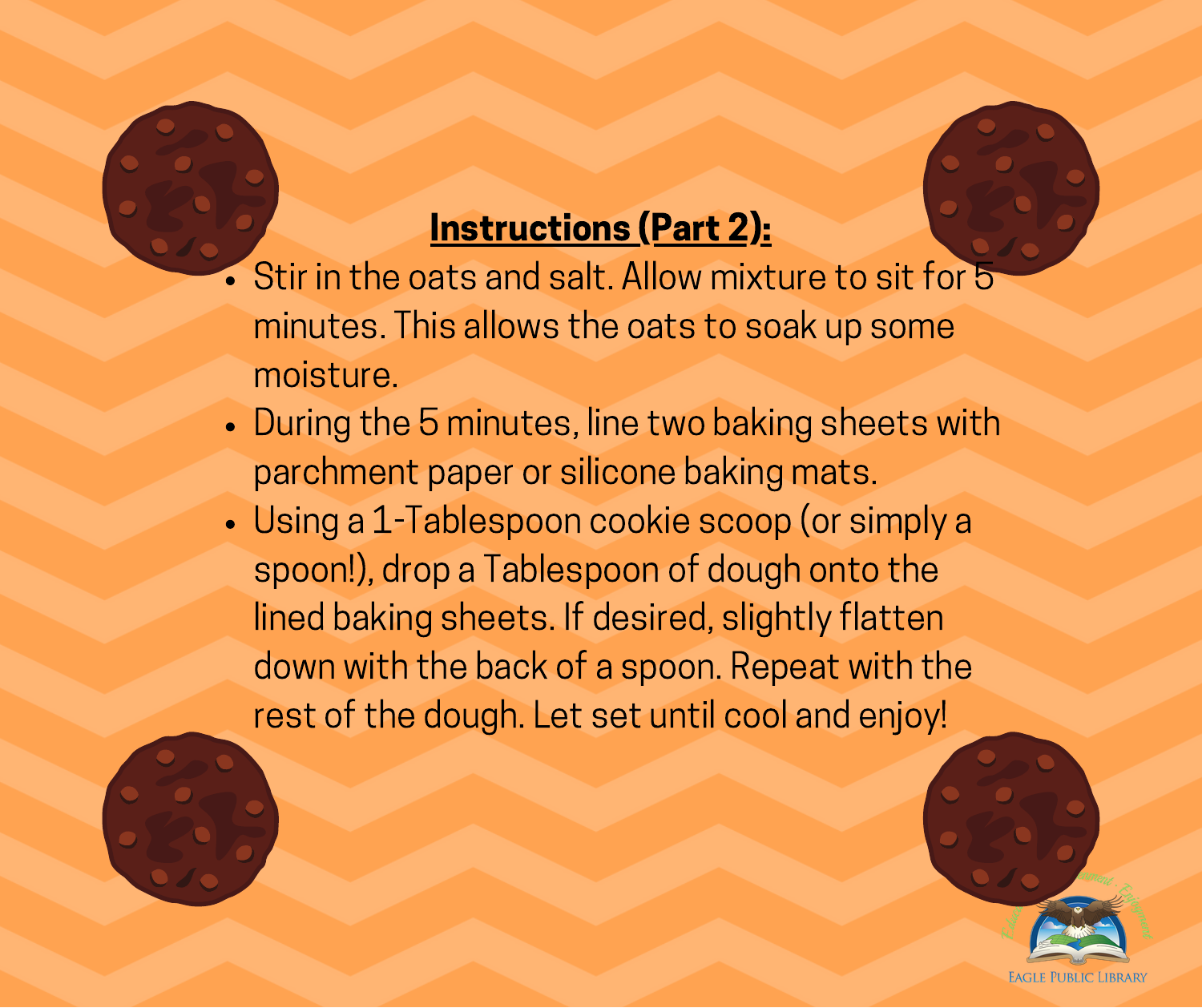## **Instructions (Part 2):**

- Stir in the oats and salt. Allow mixture to sit for 5 minutes. This allows the oats to soak up some moisture.
- During the 5 minutes, line two baking sheets with parchment paper or silicone baking mats.
- Using a 1-Tablespoon cookie scoop (or simply a spoon!), drop a Tablespoon of dough onto the lined baking sheets. If desired, slightly flatten down with the back of a spoon. Repeat with the rest of the dough. Let set until cool and enjoy!

EAGLE PUBLIC LIBRARY